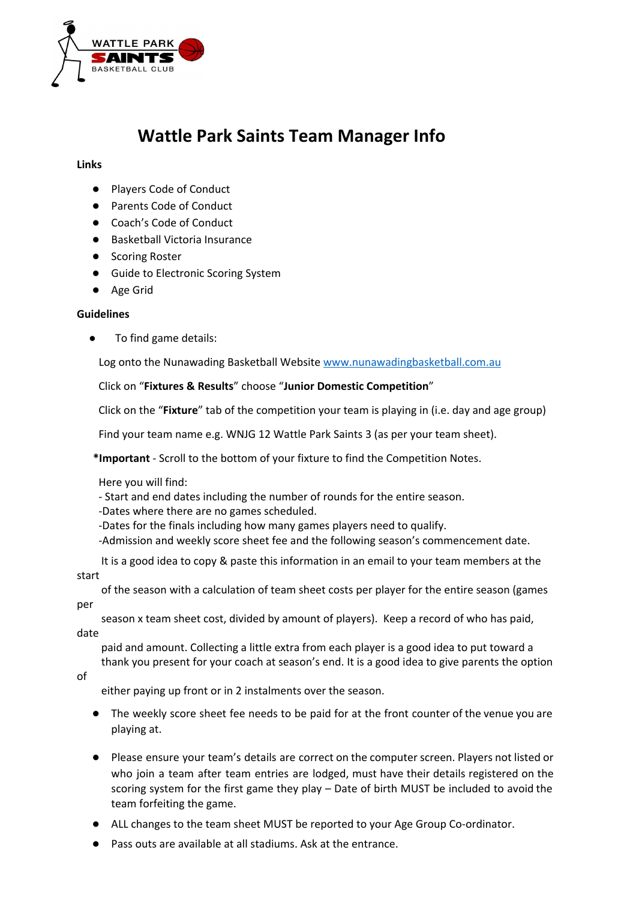# Wattle Park Saints Team Manager Info

**Links**

- Players Code of Conduct
- Parents Code of Conduct
- Coach's Code of Conduct
- Basketball Victoria Insurance
- Scoring Roster
- Guide to Electronic Scoring System
- Age Grid

**Guidelines**

- To find game details:

Log onto the Nunawading Basketball Website [www.nunawadingbasketball.com.au](www.nunawadingbasketball.com.au)

Click on "**Fixtures & Results**" choose "**Junior Domestic Competition**"

Click on the "**Fixture**" tab of the competition your team is playing in (i.e. day and age group)

Find your team name e.g. WNJG 12 Wattle Park Saints 3 (as per your team sheet).

***Important** - Scroll to the bottom of your fixture to find the Competition Notes.

Here you will find:
- Start and end dates including the number of rounds for the entire season.
- Dates where there are no games scheduled.
- Dates for the finals including how many games players need to qualify.
- Admission and weekly score sheet fee and the following season's commencement date.

It is a good idea to copy & paste this information in an email to your team members at the start of the season with a calculation of team sheet costs per player for the entire season (games per season x team sheet cost, divided by amount of players). Keep a record of who has paid, date paid and amount. Collecting a little extra from each player is a good idea to put toward a thank you present for your coach at season's end. It is a good idea to give parents the option of either paying up front or in 2 instalments over the season.

- The weekly score sheet fee needs to be paid for at the front counter of the venue you are playing at.
- Please ensure your team's details are correct on the computer screen. Players not listed or who join a team after team entries are lodged, must have their details registered on the scoring system for the first game they play – Date of birth MUST be included to avoid the team forfeiting the game.
- ALL changes to the team sheet MUST be reported to your Age Group Co-ordinator.
- Pass outs are available at all stadiums. Ask at the entrance.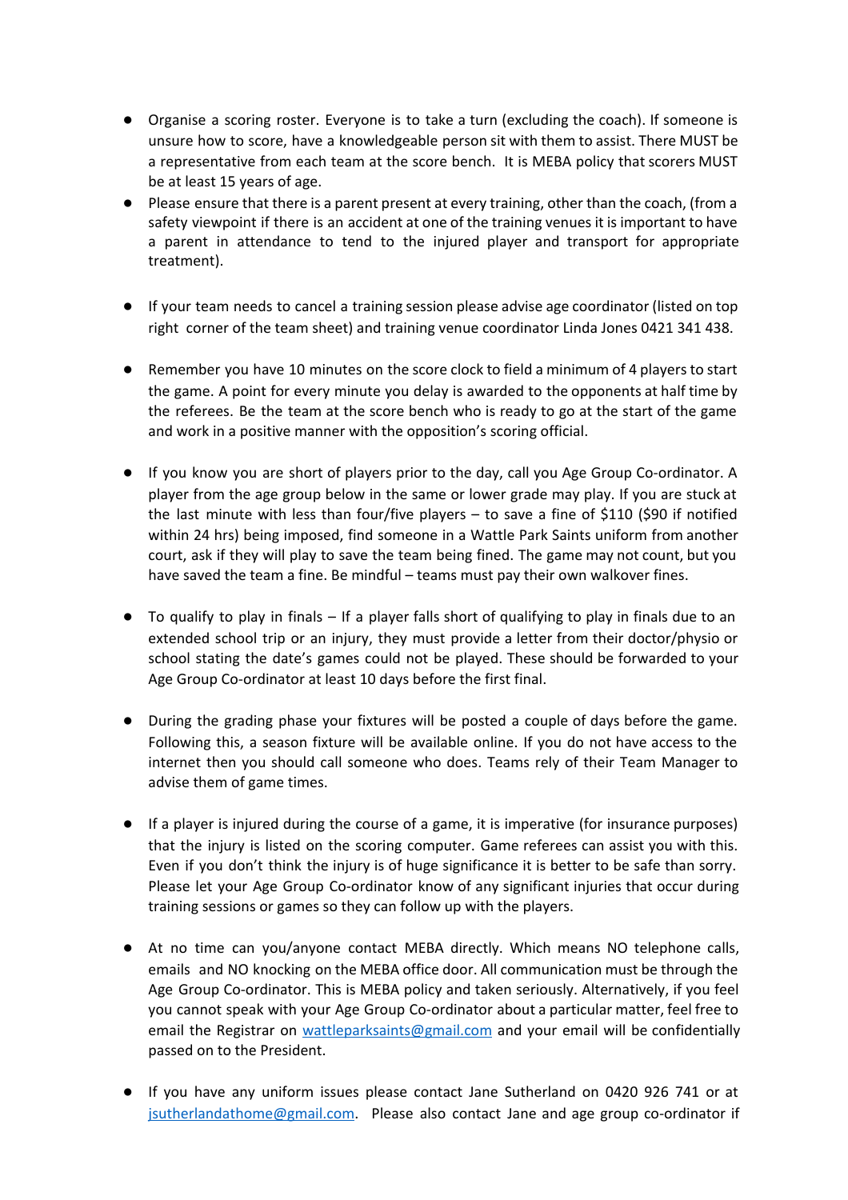- Organise a scoring roster. Everyone is to take a turn (excluding the coach). If someone is unsure how to score, have a knowledgeable person sit with them to assist. There MUST be a representative from each team at the score bench. It is MEBA policy that scorers MUST be at least 15 years of age.
- Please ensure that there is a parent present at every training, other than the coach, (from a safety viewpoint if there is an accident at one of the training venues it is important to have a parent in attendance to tend to the injured player and transport for appropriate treatment).

- If your team needs to cancel a training session please advise age coordinator (listed on top right corner of the team sheet) and training venue coordinator Linda Jones 0421 341 438.

- Remember you have 10 minutes on the score clock to field a minimum of 4 players to start the game. A point for every minute you delay is awarded to the opponents at half time by the referees. Be the team at the score bench who is ready to go at the start of the game and work in a positive manner with the opposition's scoring official.

- If you know you are short of players prior to the day, call you Age Group Co-ordinator. A player from the age group below in the same or lower grade may play. If you are stuck at the last minute with less than four/five players – to save a fine of $110 ($90 if notified within 24 hrs) being imposed, find someone in a Wattle Park Saints uniform from another court, ask if they will play to save the team being fined. The game may not count, but you have saved the team a fine. Be mindful – teams must pay their own walkover fines.

- To qualify to play in finals – If a player falls short of qualifying to play in finals due to an extended school trip or an injury, they must provide a letter from their doctor/physio or school stating the date's games could not be played. These should be forwarded to your Age Group Co-ordinator at least 10 days before the first final.

- During the grading phase your fixtures will be posted a couple of days before the game. Following this, a season fixture will be available online. If you do not have access to the internet then you should call someone who does. Teams rely of their Team Manager to advise them of game times.

- If a player is injured during the course of a game, it is imperative (for insurance purposes) that the injury is listed on the scoring computer. Game referees can assist you with this. Even if you don't think the injury is of huge significance it is better to be safe than sorry. Please let your Age Group Co-ordinator know of any significant injuries that occur during training sessions or games so they can follow up with the players.

- At no time can you/anyone contact MEBA directly. Which means NO telephone calls, emails and NO knocking on the MEBA office door. All communication must be through the Age Group Co-ordinator. This is MEBA policy and taken seriously. Alternatively, if you feel you cannot speak with your Age Group Co-ordinator about a particular matter, feel free to email the Registrar on wattleparksaints@gmail.com and your email will be confidentially passed on to the President.

- If you have any uniform issues please contact Jane Sutherland on 0420 926 741 or at jsutherlandathome@gmail.com. Please also contact Jane and age group co-ordinator if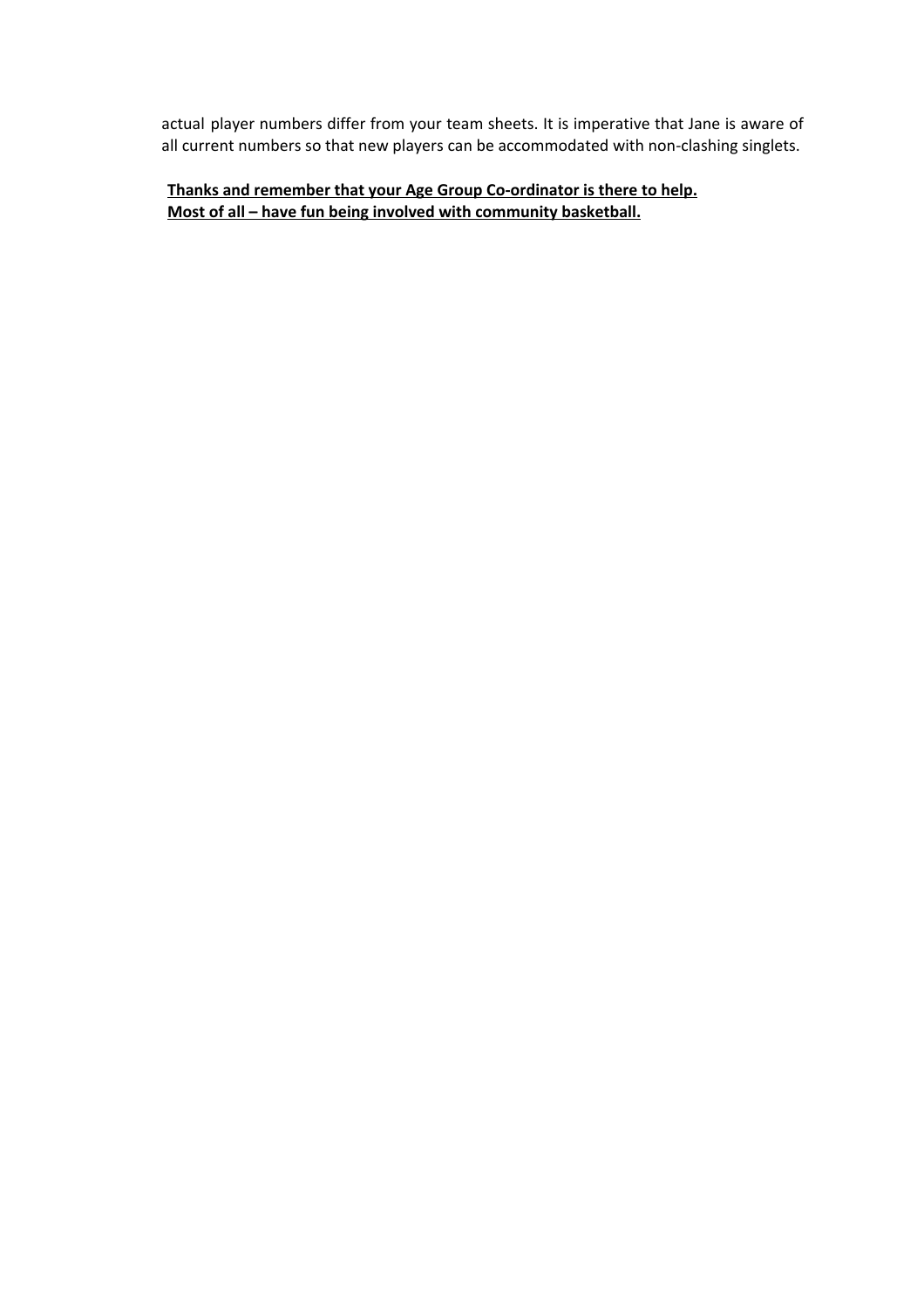actual player numbers differ from your team sheets. It is imperative that Jane is aware of all current numbers so that new players can be accommodated with non-clashing singlets.

**Thanks and remember that your Age Group Co-ordinator is there to help.**
**Most of all – have fun being involved with community basketball.**